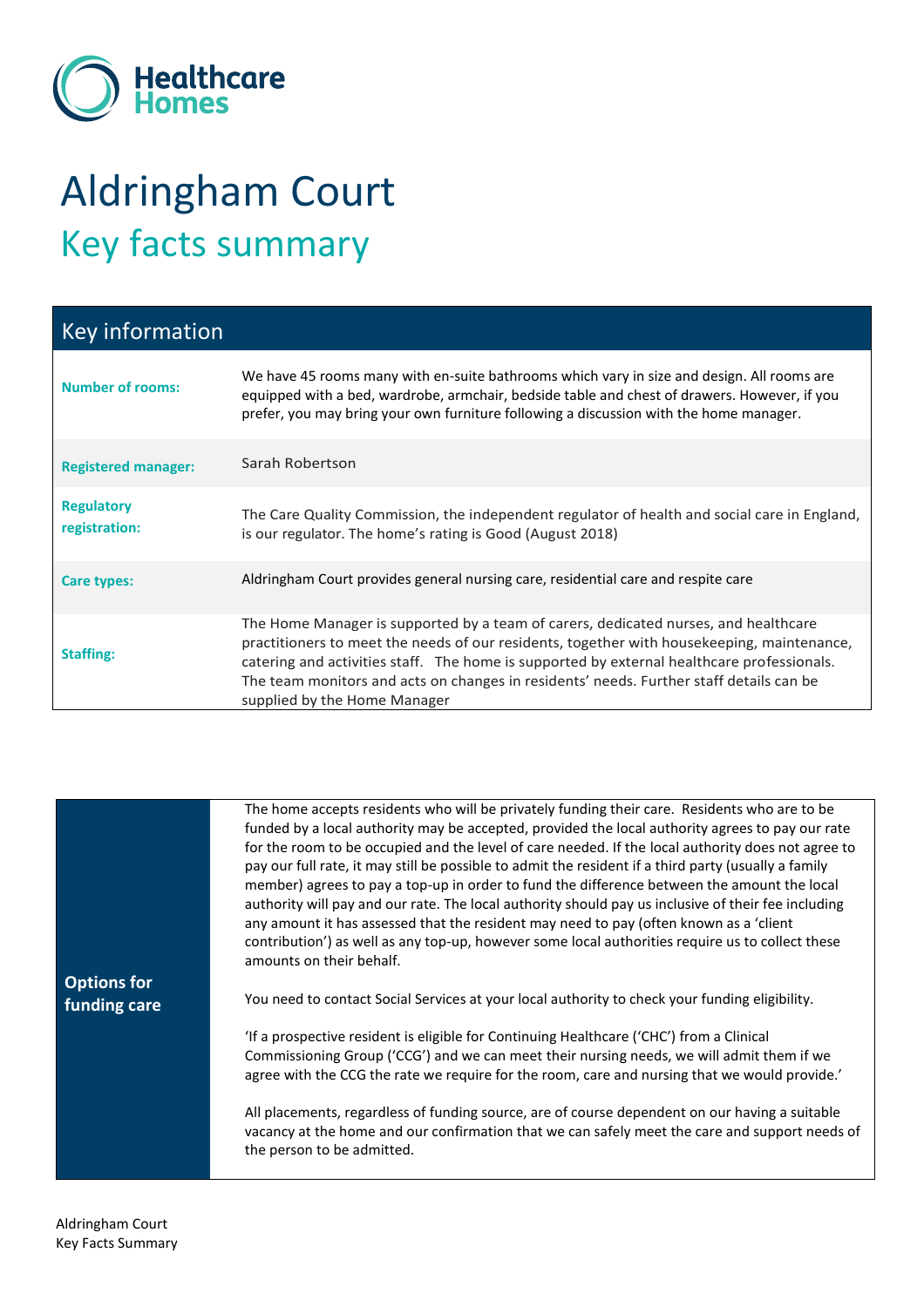Healthcare Homes

# Aldringham Court

## Key facts summary

| Key information | |
|---|---|
| **Number of rooms:** | We have 45 rooms many with en-suite bathrooms which vary in size and design. All rooms are equipped with a bed, wardrobe, armchair, bedside table and chest of drawers. However, if you prefer, you may bring your own furniture following a discussion with the home manager. |
| **Registered manager:** | Sarah Robertson |
| **Regulatory registration:** | The Care Quality Commission, the independent regulator of health and social care in England, is our regulator. The home's rating is Good (August 2018) |
| **Care types:** | Aldringham Court provides general nursing care, residential care and respite care |
| **Staffing:** | The Home Manager is supported by a team of carers, dedicated nurses, and healthcare practitioners to meet the needs of our residents, together with housekeeping, maintenance, catering and activities staff. The home is supported by external healthcare professionals. The team monitors and acts on changes in residents' needs. Further staff details can be supplied by the Home Manager |

| **Options for funding care** | |
|---|---|
| | The home accepts residents who will be privately funding their care. Residents who are to be funded by a local authority may be accepted, provided the local authority agrees to pay our rate for the room to be occupied and the level of care needed. If the local authority does not agree to pay our full rate, it may still be possible to admit the resident if a third party (usually a family member) agrees to pay a top-up in order to fund the difference between the amount the local authority will pay and our rate. The local authority should pay us inclusive of their fee including any amount it has assessed that the resident may need to pay (often known as a 'client contribution') as well as any top-up, however some local authorities require us to collect these amounts on their behalf.<br><br>You need to contact Social Services at your local authority to check your funding eligibility.<br><br>'If a prospective resident is eligible for Continuing Healthcare ('CHC') from a Clinical Commissioning Group ('CCG') and we can meet their nursing needs, we will admit them if we agree with the CCG the rate we require for the room, care and nursing that we would provide.'<br><br>All placements, regardless of funding source, are of course dependent on our having a suitable vacancy at the home and our confirmation that we can safely meet the care and support needs of the person to be admitted. |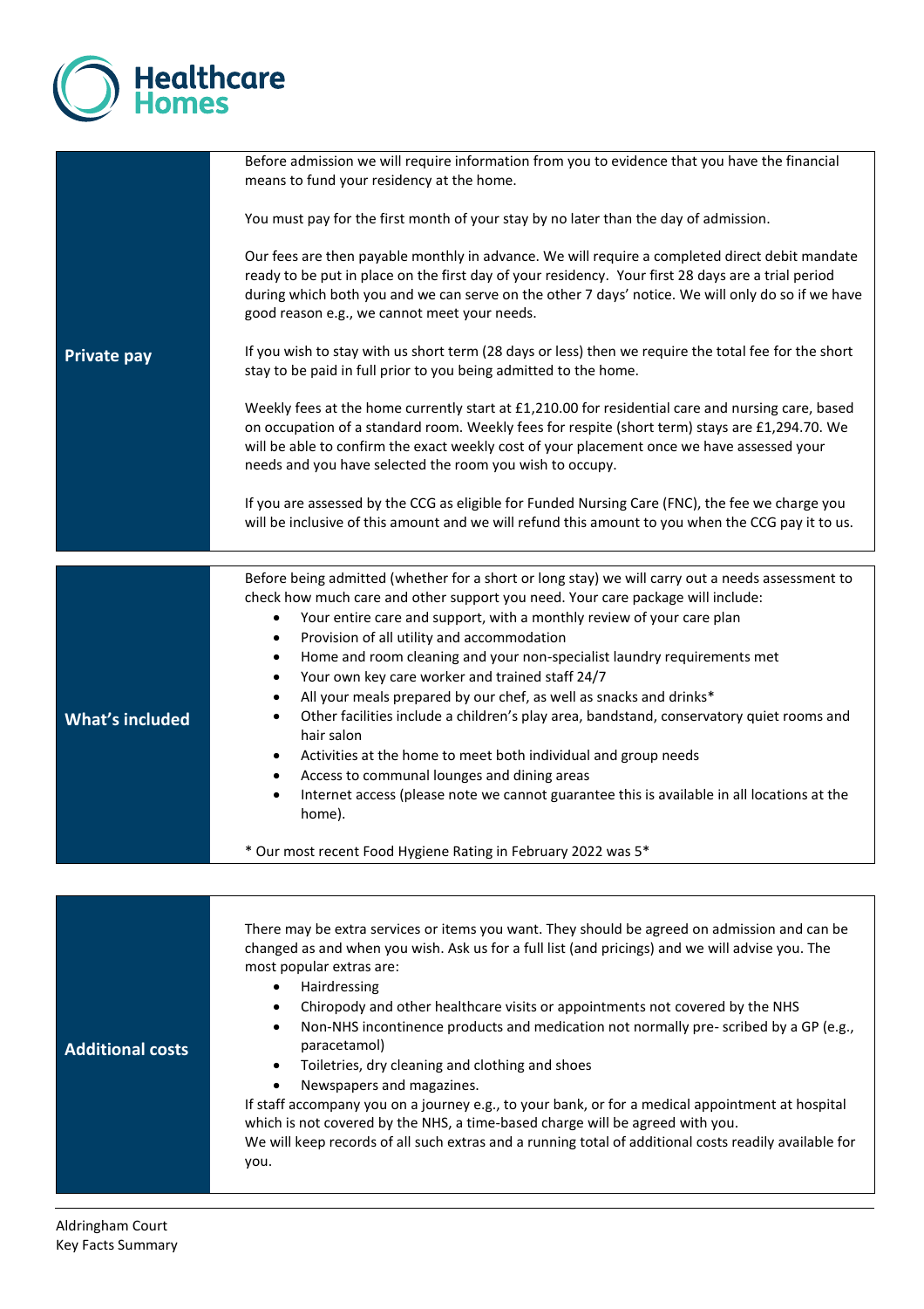Healthcare Homes

| | |
|---|---|
| **Private pay** | Before admission we will require information from you to evidence that you have the financial means to fund your residency at the home.<br><br>You must pay for the first month of your stay by no later than the day of admission.<br><br>Our fees are then payable monthly in advance. We will require a completed direct debit mandate ready to be put in place on the first day of your residency. Your first 28 days are a trial period during which both you and we can serve on the other 7 days' notice. We will only do so if we have good reason e.g., we cannot meet your needs.<br><br>If you wish to stay with us short term (28 days or less) then we require the total fee for the short stay to be paid in full prior to you being admitted to the home.<br><br>Weekly fees at the home currently start at £1,210.00 for residential care and nursing care, based on occupation of a standard room. Weekly fees for respite (short term) stays are £1,294.70. We will be able to confirm the exact weekly cost of your placement once we have assessed your needs and you have selected the room you wish to occupy.<br><br>If you are assessed by the CCG as eligible for Funded Nursing Care (FNC), the fee we charge you will be inclusive of this amount and we will refund this amount to you when the CCG pay it to us. |

| | |
|---|---|
| **What's included** | Before being admitted (whether for a short or long stay) we will carry out a needs assessment to check how much care and other support you need. Your care package will include:<br>• Your entire care and support, with a monthly review of your care plan<br>• Provision of all utility and accommodation<br>• Home and room cleaning and your non-specialist laundry requirements met<br>• Your own key care worker and trained staff 24/7<br>• All your meals prepared by our chef, as well as snacks and drinks*<br>• Other facilities include a children's play area, bandstand, conservatory quiet rooms and hair salon<br>• Activities at the home to meet both individual and group needs<br>• Access to communal lounges and dining areas<br>• Internet access (please note we cannot guarantee this is available in all locations at the home).<br><br>* Our most recent Food Hygiene Rating in February 2022 was 5* |

| | |
|---|---|
| **Additional costs** | There may be extra services or items you want. They should be agreed on admission and can be changed as and when you wish. Ask us for a full list (and pricings) and we will advise you. The most popular extras are:<br>• Hairdressing<br>• Chiropody and other healthcare visits or appointments not covered by the NHS<br>• Non-NHS incontinence products and medication not normally pre- scribed by a GP (e.g., paracetamol)<br>• Toiletries, dry cleaning and clothing and shoes<br>• Newspapers and magazines.<br>If staff accompany you on a journey e.g., to your bank, or for a medical appointment at hospital which is not covered by the NHS, a time-based charge will be agreed with you.<br>We will keep records of all such extras and a running total of additional costs readily available for you. |

Aldringham Court
Key Facts Summary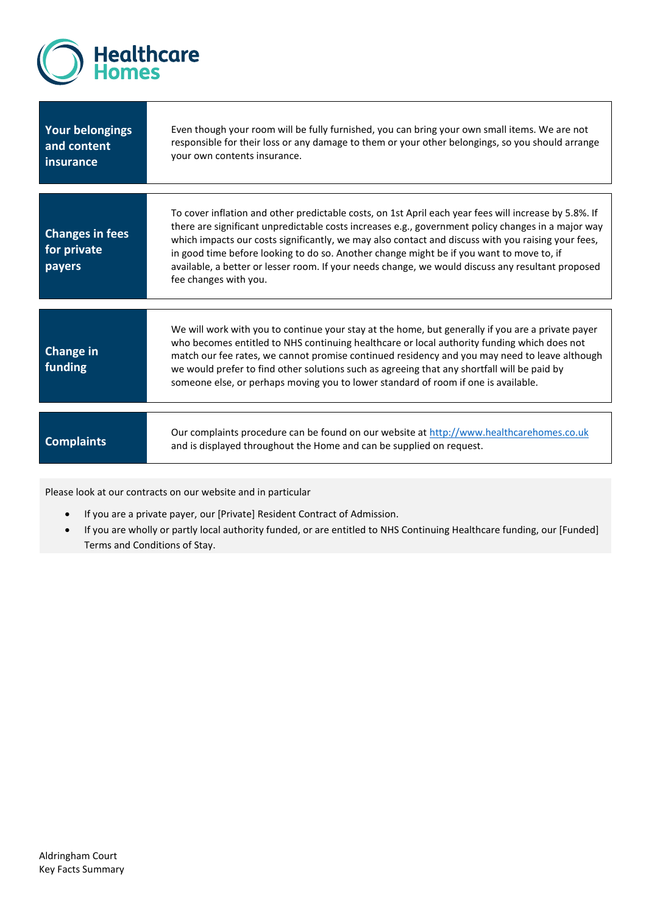| | |
|---|---|
| **Your belongings and content insurance** | Even though your room will be fully furnished, you can bring your own small items. We are not responsible for their loss or any damage to them or your other belongings, so you should arrange your own contents insurance. |

| | |
|---|---|
| **Changes in fees for private payers** | To cover inflation and other predictable costs, on 1st April each year fees will increase by 5.8%. If there are significant unpredictable costs increases e.g., government policy changes in a major way which impacts our costs significantly, we may also contact and discuss with you raising your fees, in good time before looking to do so. Another change might be if you want to move to, if available, a better or lesser room. If your needs change, we would discuss any resultant proposed fee changes with you. |

| | |
|---|---|
| **Change in funding** | We will work with you to continue your stay at the home, but generally if you are a private payer who becomes entitled to NHS continuing healthcare or local authority funding which does not match our fee rates, we cannot promise continued residency and you may need to leave although we would prefer to find other solutions such as agreeing that any shortfall will be paid by someone else, or perhaps moving you to lower standard of room if one is available. |

| | |
|---|---|
| **Complaints** | Our complaints procedure can be found on our website at [http://www.healthcarehomes.co.uk](http://www.healthcarehomes.co.uk) and is displayed throughout the Home and can be supplied on request. |

Please look at our contracts on our website and in particular

- If you are a private payer, our [Private] Resident Contract of Admission.
- If you are wholly or partly local authority funded, or are entitled to NHS Continuing Healthcare funding, our [Funded] Terms and Conditions of Stay.